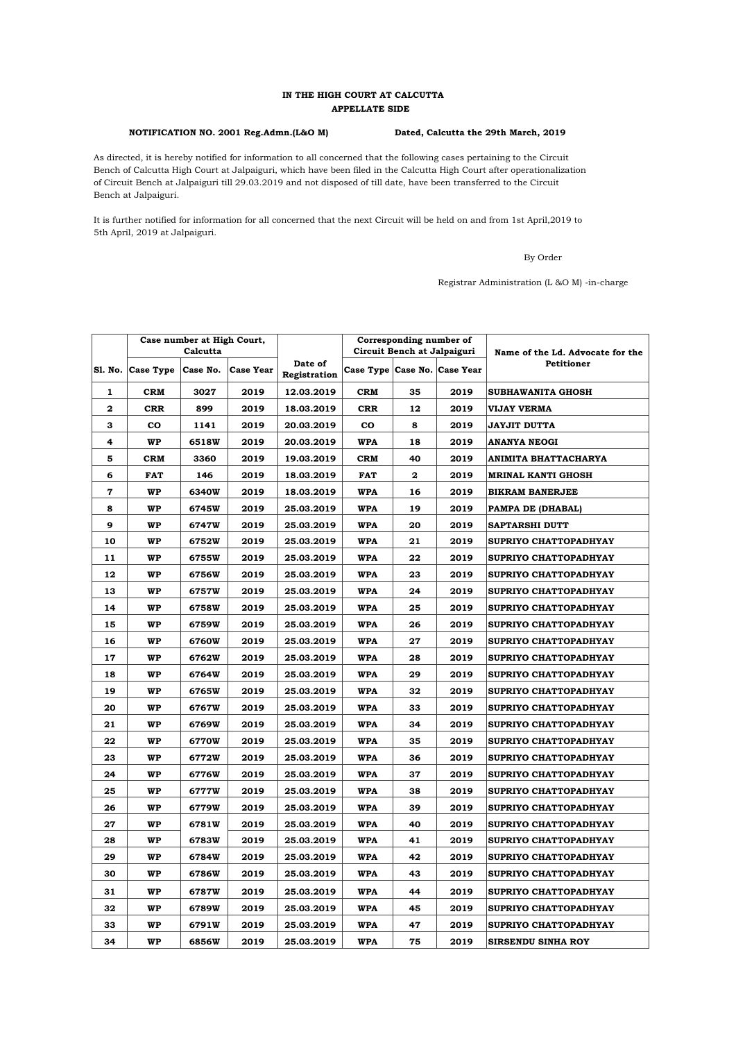**IN THE HIGH COURT AT CALCUTTA**
**APPELLATE SIDE**

**NOTIFICATION NO. 2001 Reg.Admn.(L&O M)** **Dated, Calcutta the 29th March, 2019**

As directed, it is hereby notified for information to all concerned that the following cases pertaining to the Circuit Bench of Calcutta High Court at Jalpaiguri, which have been filed in the Calcutta High Court after operationalization of Circuit Bench at Jalpaiguri till 29.03.2019 and not disposed of till date, have been transferred to the Circuit Bench at Jalpaiguri.

It is further notified for information for all concerned that the next Circuit will be held on and from 1st April,2019 to 5th April, 2019 at Jalpaiguri.

By Order

Registrar Administration (L &O M) -in-charge

| | Case number at High Court, Calcutta | | | | Corresponding number of Circuit Bench at Jalpaiguri | | | Name of the Ld. Advocate for the Petitioner |
|---|---|---|---|---|---|---|---|---|
| Sl. No. | Case Type | Case No. | Case Year | Date of Registration | Case Type | Case No. | Case Year | |
| 1 | CRM | 3027 | 2019 | 12.03.2019 | CRM | 35 | 2019 | SUBHAWANITA GHOSH |
| 2 | CRR | 899 | 2019 | 18.03.2019 | CRR | 12 | 2019 | VIJAY VERMA |
| 3 | CO | 1141 | 2019 | 20.03.2019 | CO | 8 | 2019 | JAYJIT DUTTA |
| 4 | WP | 6518W | 2019 | 20.03.2019 | WPA | 18 | 2019 | ANANYA NEOGI |
| 5 | CRM | 3360 | 2019 | 19.03.2019 | CRM | 40 | 2019 | ANIMITA BHATTACHARYA |
| 6 | FAT | 146 | 2019 | 18.03.2019 | FAT | 2 | 2019 | MRINAL KANTI GHOSH |
| 7 | WP | 6340W | 2019 | 18.03.2019 | WPA | 16 | 2019 | BIKRAM BANERJEE |
| 8 | WP | 6745W | 2019 | 25.03.2019 | WPA | 19 | 2019 | PAMPA DE (DHABAL) |
| 9 | WP | 6747W | 2019 | 25.03.2019 | WPA | 20 | 2019 | SAPTARSHI DUTT |
| 10 | WP | 6752W | 2019 | 25.03.2019 | WPA | 21 | 2019 | SUPRIYO CHATTOPADHYAY |
| 11 | WP | 6755W | 2019 | 25.03.2019 | WPA | 22 | 2019 | SUPRIYO CHATTOPADHYAY |
| 12 | WP | 6756W | 2019 | 25.03.2019 | WPA | 23 | 2019 | SUPRIYO CHATTOPADHYAY |
| 13 | WP | 6757W | 2019 | 25.03.2019 | WPA | 24 | 2019 | SUPRIYO CHATTOPADHYAY |
| 14 | WP | 6758W | 2019 | 25.03.2019 | WPA | 25 | 2019 | SUPRIYO CHATTOPADHYAY |
| 15 | WP | 6759W | 2019 | 25.03.2019 | WPA | 26 | 2019 | SUPRIYO CHATTOPADHYAY |
| 16 | WP | 6760W | 2019 | 25.03.2019 | WPA | 27 | 2019 | SUPRIYO CHATTOPADHYAY |
| 17 | WP | 6762W | 2019 | 25.03.2019 | WPA | 28 | 2019 | SUPRIYO CHATTOPADHYAY |
| 18 | WP | 6764W | 2019 | 25.03.2019 | WPA | 29 | 2019 | SUPRIYO CHATTOPADHYAY |
| 19 | WP | 6765W | 2019 | 25.03.2019 | WPA | 32 | 2019 | SUPRIYO CHATTOPADHYAY |
| 20 | WP | 6767W | 2019 | 25.03.2019 | WPA | 33 | 2019 | SUPRIYO CHATTOPADHYAY |
| 21 | WP | 6769W | 2019 | 25.03.2019 | WPA | 34 | 2019 | SUPRIYO CHATTOPADHYAY |
| 22 | WP | 6770W | 2019 | 25.03.2019 | WPA | 35 | 2019 | SUPRIYO CHATTOPADHYAY |
| 23 | WP | 6772W | 2019 | 25.03.2019 | WPA | 36 | 2019 | SUPRIYO CHATTOPADHYAY |
| 24 | WP | 6776W | 2019 | 25.03.2019 | WPA | 37 | 2019 | SUPRIYO CHATTOPADHYAY |
| 25 | WP | 6777W | 2019 | 25.03.2019 | WPA | 38 | 2019 | SUPRIYO CHATTOPADHYAY |
| 26 | WP | 6779W | 2019 | 25.03.2019 | WPA | 39 | 2019 | SUPRIYO CHATTOPADHYAY |
| 27 | WP | 6781W | 2019 | 25.03.2019 | WPA | 40 | 2019 | SUPRIYO CHATTOPADHYAY |
| 28 | WP | 6783W | 2019 | 25.03.2019 | WPA | 41 | 2019 | SUPRIYO CHATTOPADHYAY |
| 29 | WP | 6784W | 2019 | 25.03.2019 | WPA | 42 | 2019 | SUPRIYO CHATTOPADHYAY |
| 30 | WP | 6786W | 2019 | 25.03.2019 | WPA | 43 | 2019 | SUPRIYO CHATTOPADHYAY |
| 31 | WP | 6787W | 2019 | 25.03.2019 | WPA | 44 | 2019 | SUPRIYO CHATTOPADHYAY |
| 32 | WP | 6789W | 2019 | 25.03.2019 | WPA | 45 | 2019 | SUPRIYO CHATTOPADHYAY |
| 33 | WP | 6791W | 2019 | 25.03.2019 | WPA | 47 | 2019 | SUPRIYO CHATTOPADHYAY |
| 34 | WP | 6856W | 2019 | 25.03.2019 | WPA | 75 | 2019 | SIRSENDU SINHA ROY |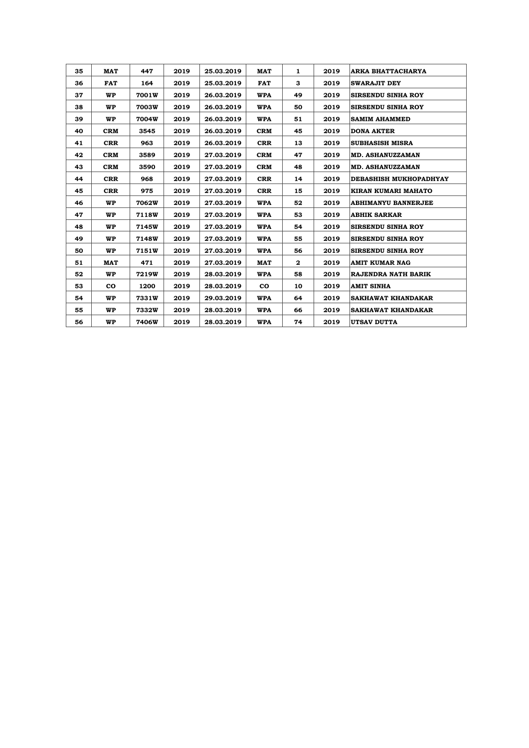| | | | | | | | | |
|---|---|---|---|---|---|---|---|---|
| 35 | MAT | 447 | 2019 | 25.03.2019 | MAT | 1 | 2019 | ARKA BHATTACHARYA |
| 36 | FAT | 164 | 2019 | 25.03.2019 | FAT | 3 | 2019 | SWARAJIT DEY |
| 37 | WP | 7001W | 2019 | 26.03.2019 | WPA | 49 | 2019 | SIRSENDU SINHA ROY |
| 38 | WP | 7003W | 2019 | 26.03.2019 | WPA | 50 | 2019 | SIRSENDU SINHA ROY |
| 39 | WP | 7004W | 2019 | 26.03.2019 | WPA | 51 | 2019 | SAMIM AHAMMED |
| 40 | CRM | 3545 | 2019 | 26.03.2019 | CRM | 45 | 2019 | DONA AKTER |
| 41 | CRR | 963 | 2019 | 26.03.2019 | CRR | 13 | 2019 | SUBHASISH MISRA |
| 42 | CRM | 3589 | 2019 | 27.03.2019 | CRM | 47 | 2019 | MD. ASHANUZZAMAN |
| 43 | CRM | 3590 | 2019 | 27.03.2019 | CRM | 48 | 2019 | MD. ASHANUZZAMAN |
| 44 | CRR | 968 | 2019 | 27.03.2019 | CRR | 14 | 2019 | DEBASHISH MUKHOPADHYAY |
| 45 | CRR | 975 | 2019 | 27.03.2019 | CRR | 15 | 2019 | KIRAN KUMARI MAHATO |
| 46 | WP | 7062W | 2019 | 27.03.2019 | WPA | 52 | 2019 | ABHIMANYU BANNERJEE |
| 47 | WP | 7118W | 2019 | 27.03.2019 | WPA | 53 | 2019 | ABHIK SARKAR |
| 48 | WP | 7145W | 2019 | 27.03.2019 | WPA | 54 | 2019 | SIRSENDU SINHA ROY |
| 49 | WP | 7148W | 2019 | 27.03.2019 | WPA | 55 | 2019 | SIRSENDU SINHA ROY |
| 50 | WP | 7151W | 2019 | 27.03.2019 | WPA | 56 | 2019 | SIRSENDU SINHA ROY |
| 51 | MAT | 471 | 2019 | 27.03.2019 | MAT | 2 | 2019 | AMIT KUMAR NAG |
| 52 | WP | 7219W | 2019 | 28.03.2019 | WPA | 58 | 2019 | RAJENDRA NATH BARIK |
| 53 | CO | 1200 | 2019 | 28.03.2019 | CO | 10 | 2019 | AMIT SINHA |
| 54 | WP | 7331W | 2019 | 29.03.2019 | WPA | 64 | 2019 | SAKHAWAT KHANDAKAR |
| 55 | WP | 7332W | 2019 | 28.03.2019 | WPA | 66 | 2019 | SAKHAWAT KHANDAKAR |
| 56 | WP | 7406W | 2019 | 28.03.2019 | WPA | 74 | 2019 | UTSAV DUTTA |